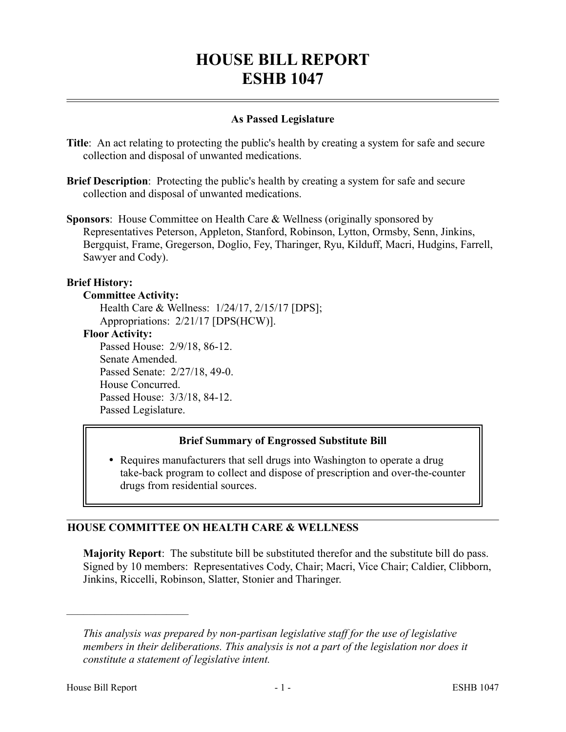# HOUSE BILL REPORT
# ESHB 1047

**As Passed Legislature**

**Title**: An act relating to protecting the public's health by creating a system for safe and secure collection and disposal of unwanted medications.

**Brief Description**: Protecting the public's health by creating a system for safe and secure collection and disposal of unwanted medications.

**Sponsors**: House Committee on Health Care & Wellness (originally sponsored by Representatives Peterson, Appleton, Stanford, Robinson, Lytton, Ormsby, Senn, Jinkins, Bergquist, Frame, Gregerson, Doglio, Fey, Tharinger, Ryu, Kilduff, Macri, Hudgins, Farrell, Sawyer and Cody).

**Brief History:**

**Committee Activity:**

Health Care & Wellness: 1/24/17, 2/15/17 [DPS];
Appropriations: 2/21/17 [DPS(HCW)].

**Floor Activity:**

Passed House: 2/9/18, 86-12.
Senate Amended.
Passed Senate: 2/27/18, 49-0.
House Concurred.
Passed House: 3/3/18, 84-12.
Passed Legislature.

**Brief Summary of Engrossed Substitute Bill**

- Requires manufacturers that sell drugs into Washington to operate a drug take-back program to collect and dispose of prescription and over-the-counter drugs from residential sources.

## HOUSE COMMITTEE ON HEALTH CARE & WELLNESS

**Majority Report**: The substitute bill be substituted therefor and the substitute bill do pass. Signed by 10 members: Representatives Cody, Chair; Macri, Vice Chair; Caldier, Clibborn, Jinkins, Riccelli, Robinson, Slatter, Stonier and Tharinger.

---

*This analysis was prepared by non-partisan legislative staff for the use of legislative members in their deliberations. This analysis is not a part of the legislation nor does it constitute a statement of legislative intent.*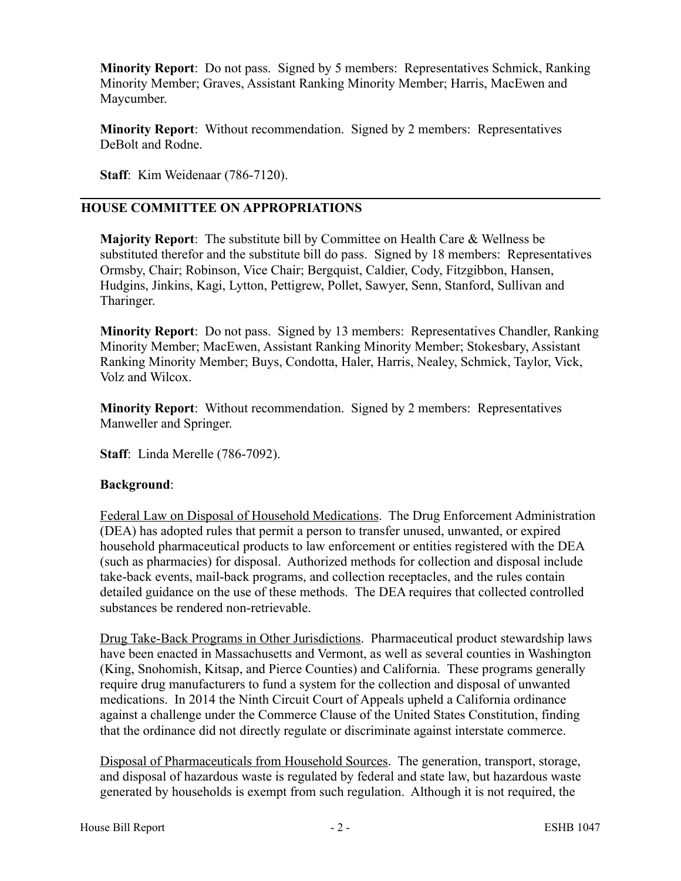**Minority Report**: Do not pass. Signed by 5 members: Representatives Schmick, Ranking Minority Member; Graves, Assistant Ranking Minority Member; Harris, MacEwen and Maycumber.

**Minority Report**: Without recommendation. Signed by 2 members: Representatives DeBolt and Rodne.

**Staff**: Kim Weidenaar (786-7120).

---

## HOUSE COMMITTEE ON APPROPRIATIONS

**Majority Report**: The substitute bill by Committee on Health Care & Wellness be substituted therefor and the substitute bill do pass. Signed by 18 members: Representatives Ormsby, Chair; Robinson, Vice Chair; Bergquist, Caldier, Cody, Fitzgibbon, Hansen, Hudgins, Jinkins, Kagi, Lytton, Pettigrew, Pollet, Sawyer, Senn, Stanford, Sullivan and Tharinger.

**Minority Report**: Do not pass. Signed by 13 members: Representatives Chandler, Ranking Minority Member; MacEwen, Assistant Ranking Minority Member; Stokesbary, Assistant Ranking Minority Member; Buys, Condotta, Haler, Harris, Nealey, Schmick, Taylor, Vick, Volz and Wilcox.

**Minority Report**: Without recommendation. Signed by 2 members: Representatives Manweller and Springer.

**Staff**: Linda Merelle (786-7092).

**Background**:

Federal Law on Disposal of Household Medications. The Drug Enforcement Administration (DEA) has adopted rules that permit a person to transfer unused, unwanted, or expired household pharmaceutical products to law enforcement or entities registered with the DEA (such as pharmacies) for disposal. Authorized methods for collection and disposal include take-back events, mail-back programs, and collection receptacles, and the rules contain detailed guidance on the use of these methods. The DEA requires that collected controlled substances be rendered non-retrievable.

Drug Take-Back Programs in Other Jurisdictions. Pharmaceutical product stewardship laws have been enacted in Massachusetts and Vermont, as well as several counties in Washington (King, Snohomish, Kitsap, and Pierce Counties) and California. These programs generally require drug manufacturers to fund a system for the collection and disposal of unwanted medications. In 2014 the Ninth Circuit Court of Appeals upheld a California ordinance against a challenge under the Commerce Clause of the United States Constitution, finding that the ordinance did not directly regulate or discriminate against interstate commerce.

Disposal of Pharmaceuticals from Household Sources. The generation, transport, storage, and disposal of hazardous waste is regulated by federal and state law, but hazardous waste generated by households is exempt from such regulation. Although it is not required, the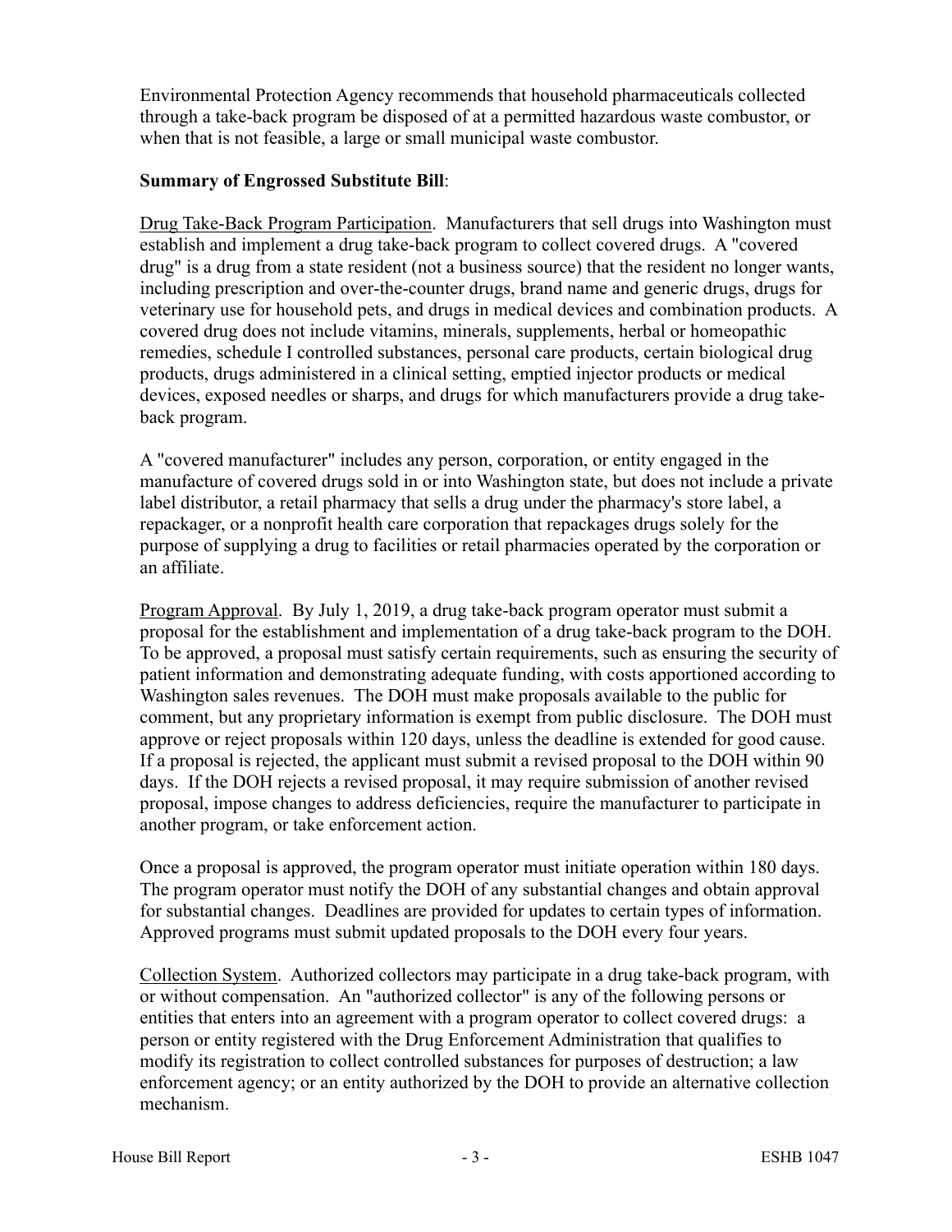Environmental Protection Agency recommends that household pharmaceuticals collected through a take-back program be disposed of at a permitted hazardous waste combustor, or when that is not feasible, a large or small municipal waste combustor.

**Summary of Engrossed Substitute Bill**:

Drug Take-Back Program Participation. Manufacturers that sell drugs into Washington must establish and implement a drug take-back program to collect covered drugs. A "covered drug" is a drug from a state resident (not a business source) that the resident no longer wants, including prescription and over-the-counter drugs, brand name and generic drugs, drugs for veterinary use for household pets, and drugs in medical devices and combination products. A covered drug does not include vitamins, minerals, supplements, herbal or homeopathic remedies, schedule I controlled substances, personal care products, certain biological drug products, drugs administered in a clinical setting, emptied injector products or medical devices, exposed needles or sharps, and drugs for which manufacturers provide a drug take-back program.

A "covered manufacturer" includes any person, corporation, or entity engaged in the manufacture of covered drugs sold in or into Washington state, but does not include a private label distributor, a retail pharmacy that sells a drug under the pharmacy's store label, a repackager, or a nonprofit health care corporation that repackages drugs solely for the purpose of supplying a drug to facilities or retail pharmacies operated by the corporation or an affiliate.

Program Approval. By July 1, 2019, a drug take-back program operator must submit a proposal for the establishment and implementation of a drug take-back program to the DOH. To be approved, a proposal must satisfy certain requirements, such as ensuring the security of patient information and demonstrating adequate funding, with costs apportioned according to Washington sales revenues. The DOH must make proposals available to the public for comment, but any proprietary information is exempt from public disclosure. The DOH must approve or reject proposals within 120 days, unless the deadline is extended for good cause. If a proposal is rejected, the applicant must submit a revised proposal to the DOH within 90 days. If the DOH rejects a revised proposal, it may require submission of another revised proposal, impose changes to address deficiencies, require the manufacturer to participate in another program, or take enforcement action.

Once a proposal is approved, the program operator must initiate operation within 180 days. The program operator must notify the DOH of any substantial changes and obtain approval for substantial changes. Deadlines are provided for updates to certain types of information. Approved programs must submit updated proposals to the DOH every four years.

Collection System. Authorized collectors may participate in a drug take-back program, with or without compensation. An "authorized collector" is any of the following persons or entities that enters into an agreement with a program operator to collect covered drugs: a person or entity registered with the Drug Enforcement Administration that qualifies to modify its registration to collect controlled substances for purposes of destruction; a law enforcement agency; or an entity authorized by the DOH to provide an alternative collection mechanism.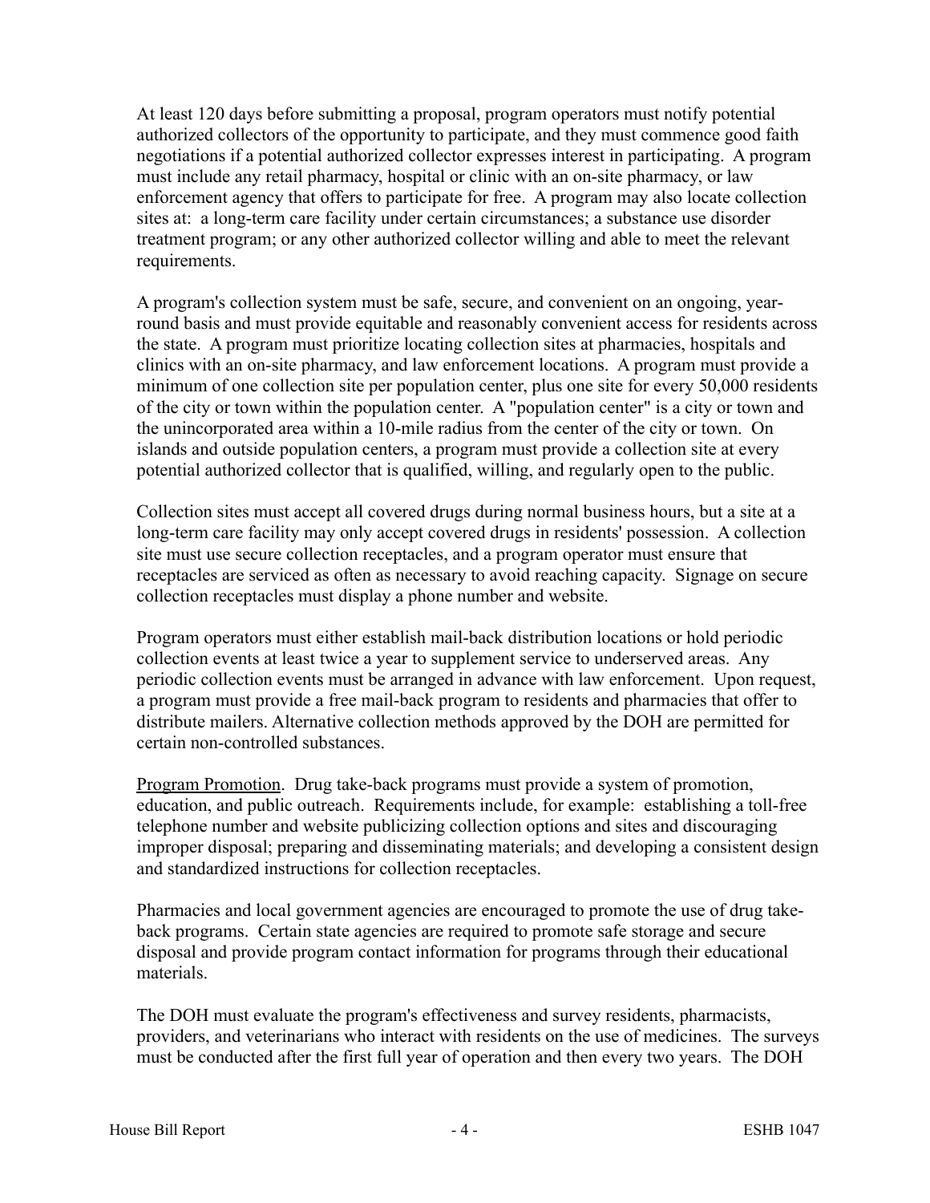At least 120 days before submitting a proposal, program operators must notify potential authorized collectors of the opportunity to participate, and they must commence good faith negotiations if a potential authorized collector expresses interest in participating. A program must include any retail pharmacy, hospital or clinic with an on-site pharmacy, or law enforcement agency that offers to participate for free. A program may also locate collection sites at: a long-term care facility under certain circumstances; a substance use disorder treatment program; or any other authorized collector willing and able to meet the relevant requirements.

A program's collection system must be safe, secure, and convenient on an ongoing, year-round basis and must provide equitable and reasonably convenient access for residents across the state. A program must prioritize locating collection sites at pharmacies, hospitals and clinics with an on-site pharmacy, and law enforcement locations. A program must provide a minimum of one collection site per population center, plus one site for every 50,000 residents of the city or town within the population center. A "population center" is a city or town and the unincorporated area within a 10-mile radius from the center of the city or town. On islands and outside population centers, a program must provide a collection site at every potential authorized collector that is qualified, willing, and regularly open to the public.

Collection sites must accept all covered drugs during normal business hours, but a site at a long-term care facility may only accept covered drugs in residents' possession. A collection site must use secure collection receptacles, and a program operator must ensure that receptacles are serviced as often as necessary to avoid reaching capacity. Signage on secure collection receptacles must display a phone number and website.

Program operators must either establish mail-back distribution locations or hold periodic collection events at least twice a year to supplement service to underserved areas. Any periodic collection events must be arranged in advance with law enforcement. Upon request, a program must provide a free mail-back program to residents and pharmacies that offer to distribute mailers. Alternative collection methods approved by the DOH are permitted for certain non-controlled substances.

Program Promotion. Drug take-back programs must provide a system of promotion, education, and public outreach. Requirements include, for example: establishing a toll-free telephone number and website publicizing collection options and sites and discouraging improper disposal; preparing and disseminating materials; and developing a consistent design and standardized instructions for collection receptacles.

Pharmacies and local government agencies are encouraged to promote the use of drug take-back programs. Certain state agencies are required to promote safe storage and secure disposal and provide program contact information for programs through their educational materials.

The DOH must evaluate the program's effectiveness and survey residents, pharmacists, providers, and veterinarians who interact with residents on the use of medicines. The surveys must be conducted after the first full year of operation and then every two years. The DOH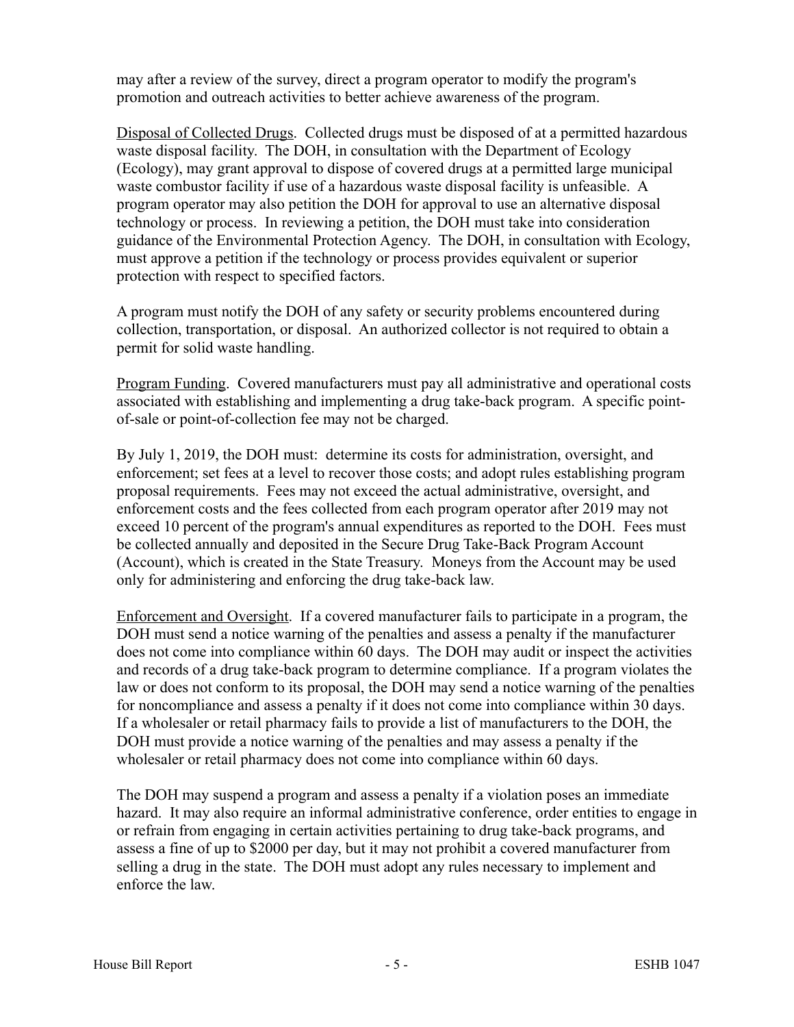may after a review of the survey, direct a program operator to modify the program's promotion and outreach activities to better achieve awareness of the program.

Disposal of Collected Drugs. Collected drugs must be disposed of at a permitted hazardous waste disposal facility. The DOH, in consultation with the Department of Ecology (Ecology), may grant approval to dispose of covered drugs at a permitted large municipal waste combustor facility if use of a hazardous waste disposal facility is unfeasible. A program operator may also petition the DOH for approval to use an alternative disposal technology or process. In reviewing a petition, the DOH must take into consideration guidance of the Environmental Protection Agency. The DOH, in consultation with Ecology, must approve a petition if the technology or process provides equivalent or superior protection with respect to specified factors.

A program must notify the DOH of any safety or security problems encountered during collection, transportation, or disposal. An authorized collector is not required to obtain a permit for solid waste handling.

Program Funding. Covered manufacturers must pay all administrative and operational costs associated with establishing and implementing a drug take-back program. A specific point-of-sale or point-of-collection fee may not be charged.

By July 1, 2019, the DOH must: determine its costs for administration, oversight, and enforcement; set fees at a level to recover those costs; and adopt rules establishing program proposal requirements. Fees may not exceed the actual administrative, oversight, and enforcement costs and the fees collected from each program operator after 2019 may not exceed 10 percent of the program's annual expenditures as reported to the DOH. Fees must be collected annually and deposited in the Secure Drug Take-Back Program Account (Account), which is created in the State Treasury. Moneys from the Account may be used only for administering and enforcing the drug take-back law.

Enforcement and Oversight. If a covered manufacturer fails to participate in a program, the DOH must send a notice warning of the penalties and assess a penalty if the manufacturer does not come into compliance within 60 days. The DOH may audit or inspect the activities and records of a drug take-back program to determine compliance. If a program violates the law or does not conform to its proposal, the DOH may send a notice warning of the penalties for noncompliance and assess a penalty if it does not come into compliance within 30 days. If a wholesaler or retail pharmacy fails to provide a list of manufacturers to the DOH, the DOH must provide a notice warning of the penalties and may assess a penalty if the wholesaler or retail pharmacy does not come into compliance within 60 days.

The DOH may suspend a program and assess a penalty if a violation poses an immediate hazard. It may also require an informal administrative conference, order entities to engage in or refrain from engaging in certain activities pertaining to drug take-back programs, and assess a fine of up to $2000 per day, but it may not prohibit a covered manufacturer from selling a drug in the state. The DOH must adopt any rules necessary to implement and enforce the law.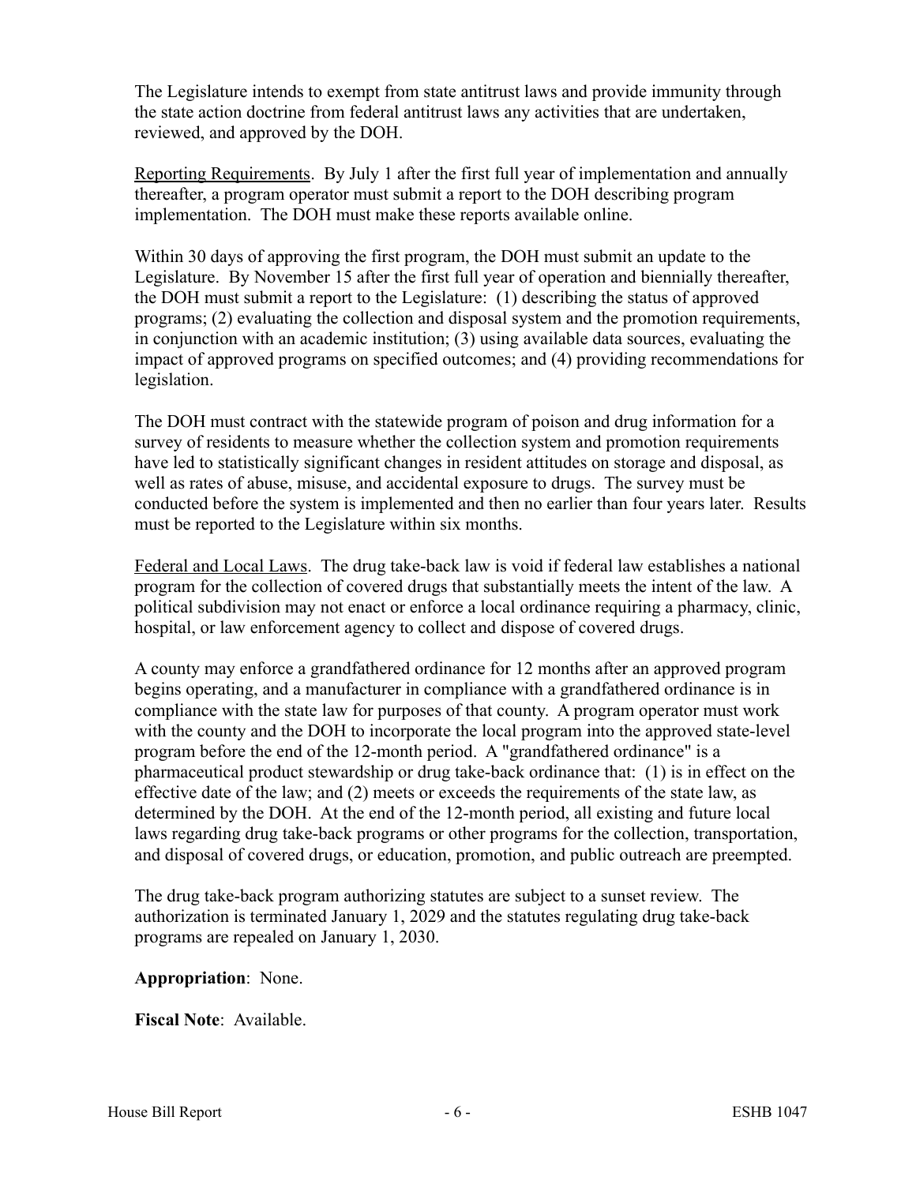The Legislature intends to exempt from state antitrust laws and provide immunity through the state action doctrine from federal antitrust laws any activities that are undertaken, reviewed, and approved by the DOH.

Reporting Requirements. By July 1 after the first full year of implementation and annually thereafter, a program operator must submit a report to the DOH describing program implementation. The DOH must make these reports available online.

Within 30 days of approving the first program, the DOH must submit an update to the Legislature. By November 15 after the first full year of operation and biennially thereafter, the DOH must submit a report to the Legislature: (1) describing the status of approved programs; (2) evaluating the collection and disposal system and the promotion requirements, in conjunction with an academic institution; (3) using available data sources, evaluating the impact of approved programs on specified outcomes; and (4) providing recommendations for legislation.

The DOH must contract with the statewide program of poison and drug information for a survey of residents to measure whether the collection system and promotion requirements have led to statistically significant changes in resident attitudes on storage and disposal, as well as rates of abuse, misuse, and accidental exposure to drugs. The survey must be conducted before the system is implemented and then no earlier than four years later. Results must be reported to the Legislature within six months.

Federal and Local Laws. The drug take-back law is void if federal law establishes a national program for the collection of covered drugs that substantially meets the intent of the law. A political subdivision may not enact or enforce a local ordinance requiring a pharmacy, clinic, hospital, or law enforcement agency to collect and dispose of covered drugs.

A county may enforce a grandfathered ordinance for 12 months after an approved program begins operating, and a manufacturer in compliance with a grandfathered ordinance is in compliance with the state law for purposes of that county. A program operator must work with the county and the DOH to incorporate the local program into the approved state-level program before the end of the 12-month period. A "grandfathered ordinance" is a pharmaceutical product stewardship or drug take-back ordinance that: (1) is in effect on the effective date of the law; and (2) meets or exceeds the requirements of the state law, as determined by the DOH. At the end of the 12-month period, all existing and future local laws regarding drug take-back programs or other programs for the collection, transportation, and disposal of covered drugs, or education, promotion, and public outreach are preempted.

The drug take-back program authorizing statutes are subject to a sunset review. The authorization is terminated January 1, 2029 and the statutes regulating drug take-back programs are repealed on January 1, 2030.

**Appropriation**: None.

**Fiscal Note**: Available.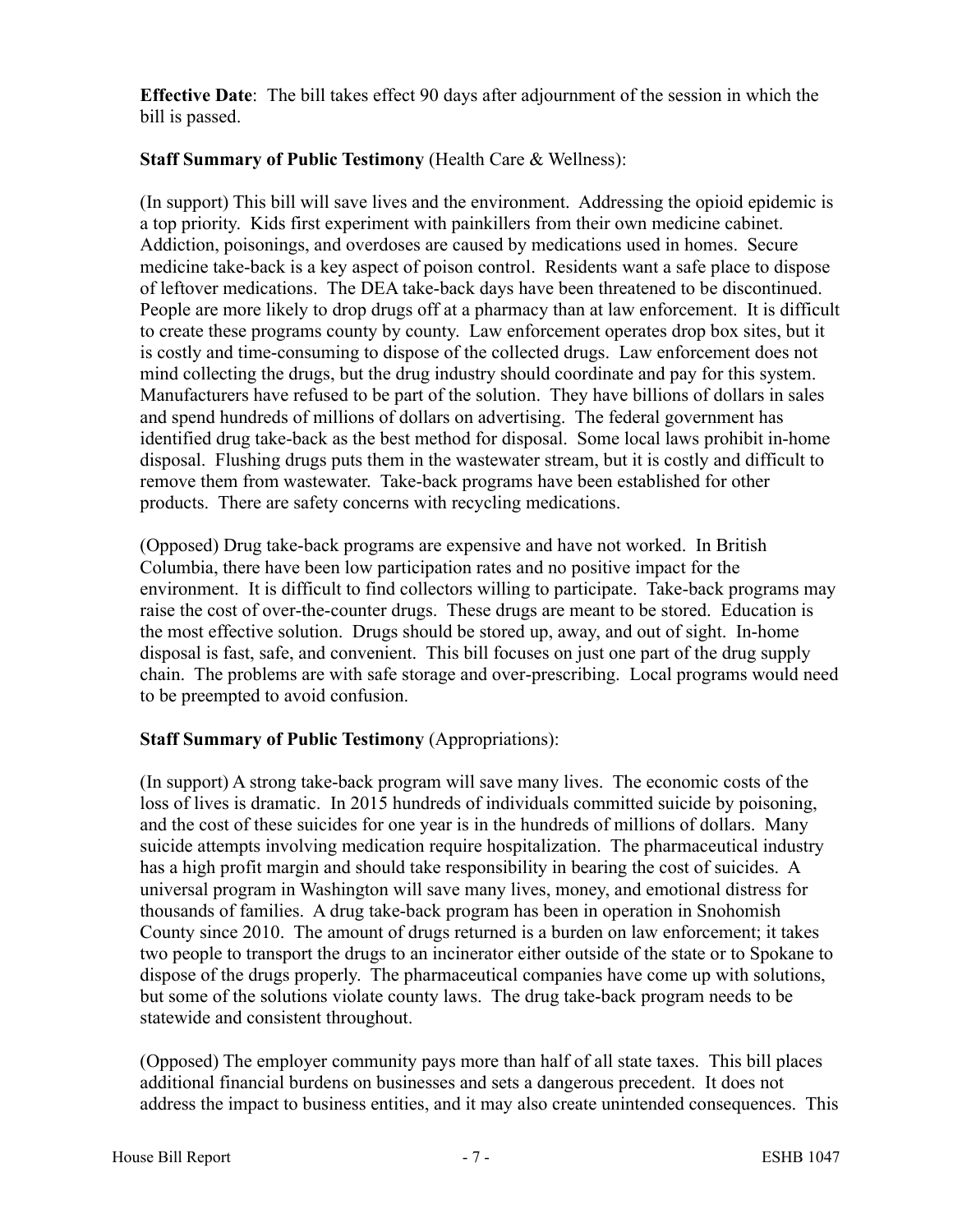**Effective Date**: The bill takes effect 90 days after adjournment of the session in which the bill is passed.

**Staff Summary of Public Testimony** (Health Care & Wellness):

(In support) This bill will save lives and the environment. Addressing the opioid epidemic is a top priority. Kids first experiment with painkillers from their own medicine cabinet. Addiction, poisonings, and overdoses are caused by medications used in homes. Secure medicine take-back is a key aspect of poison control. Residents want a safe place to dispose of leftover medications. The DEA take-back days have been threatened to be discontinued. People are more likely to drop drugs off at a pharmacy than at law enforcement. It is difficult to create these programs county by county. Law enforcement operates drop box sites, but it is costly and time-consuming to dispose of the collected drugs. Law enforcement does not mind collecting the drugs, but the drug industry should coordinate and pay for this system. Manufacturers have refused to be part of the solution. They have billions of dollars in sales and spend hundreds of millions of dollars on advertising. The federal government has identified drug take-back as the best method for disposal. Some local laws prohibit in-home disposal. Flushing drugs puts them in the wastewater stream, but it is costly and difficult to remove them from wastewater. Take-back programs have been established for other products. There are safety concerns with recycling medications.

(Opposed) Drug take-back programs are expensive and have not worked. In British Columbia, there have been low participation rates and no positive impact for the environment. It is difficult to find collectors willing to participate. Take-back programs may raise the cost of over-the-counter drugs. These drugs are meant to be stored. Education is the most effective solution. Drugs should be stored up, away, and out of sight. In-home disposal is fast, safe, and convenient. This bill focuses on just one part of the drug supply chain. The problems are with safe storage and over-prescribing. Local programs would need to be preempted to avoid confusion.

**Staff Summary of Public Testimony** (Appropriations):

(In support) A strong take-back program will save many lives. The economic costs of the loss of lives is dramatic. In 2015 hundreds of individuals committed suicide by poisoning, and the cost of these suicides for one year is in the hundreds of millions of dollars. Many suicide attempts involving medication require hospitalization. The pharmaceutical industry has a high profit margin and should take responsibility in bearing the cost of suicides. A universal program in Washington will save many lives, money, and emotional distress for thousands of families. A drug take-back program has been in operation in Snohomish County since 2010. The amount of drugs returned is a burden on law enforcement; it takes two people to transport the drugs to an incinerator either outside of the state or to Spokane to dispose of the drugs properly. The pharmaceutical companies have come up with solutions, but some of the solutions violate county laws. The drug take-back program needs to be statewide and consistent throughout.

(Opposed) The employer community pays more than half of all state taxes. This bill places additional financial burdens on businesses and sets a dangerous precedent. It does not address the impact to business entities, and it may also create unintended consequences. This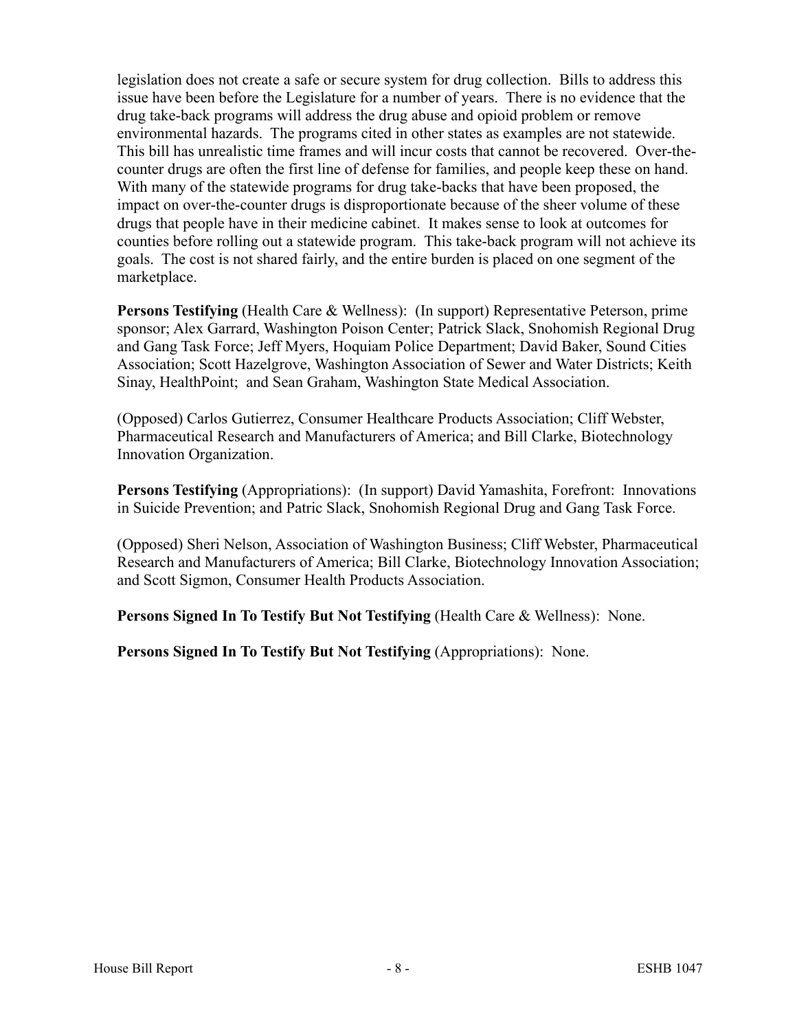legislation does not create a safe or secure system for drug collection. Bills to address this issue have been before the Legislature for a number of years. There is no evidence that the drug take-back programs will address the drug abuse and opioid problem or remove environmental hazards. The programs cited in other states as examples are not statewide. This bill has unrealistic time frames and will incur costs that cannot be recovered. Over-the-counter drugs are often the first line of defense for families, and people keep these on hand. With many of the statewide programs for drug take-backs that have been proposed, the impact on over-the-counter drugs is disproportionate because of the sheer volume of these drugs that people have in their medicine cabinet. It makes sense to look at outcomes for counties before rolling out a statewide program. This take-back program will not achieve its goals. The cost is not shared fairly, and the entire burden is placed on one segment of the marketplace.

**Persons Testifying** (Health Care & Wellness): (In support) Representative Peterson, prime sponsor; Alex Garrard, Washington Poison Center; Patrick Slack, Snohomish Regional Drug and Gang Task Force; Jeff Myers, Hoquiam Police Department; David Baker, Sound Cities Association; Scott Hazelgrove, Washington Association of Sewer and Water Districts; Keith Sinay, HealthPoint; and Sean Graham, Washington State Medical Association.

(Opposed) Carlos Gutierrez, Consumer Healthcare Products Association; Cliff Webster, Pharmaceutical Research and Manufacturers of America; and Bill Clarke, Biotechnology Innovation Organization.

**Persons Testifying** (Appropriations): (In support) David Yamashita, Forefront: Innovations in Suicide Prevention; and Patric Slack, Snohomish Regional Drug and Gang Task Force.

(Opposed) Sheri Nelson, Association of Washington Business; Cliff Webster, Pharmaceutical Research and Manufacturers of America; Bill Clarke, Biotechnology Innovation Association; and Scott Sigmon, Consumer Health Products Association.

**Persons Signed In To Testify But Not Testifying** (Health Care & Wellness): None.

**Persons Signed In To Testify But Not Testifying** (Appropriations): None.